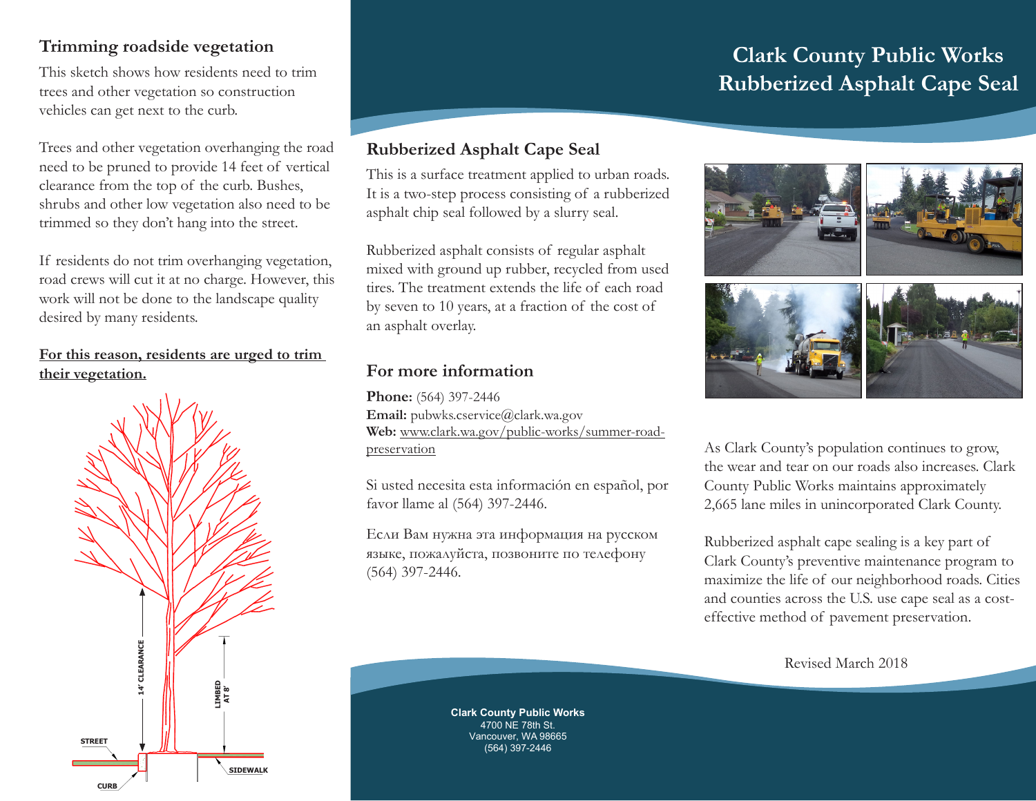# Clark County Public Works Rubberized Asphalt Cape Seal

## Trimming roadside vegetation

This sketch shows how residents need to trim trees and other vegetation so construction vehicles can get next to the curb.

Trees and other vegetation overhanging the road need to be pruned to provide 14 feet of vertical clearance from the top of the curb. Bushes, shrubs and other low vegetation also need to be trimmed so they don't hang into the street.

If residents do not trim overhanging vegetation, road crews will cut it at no charge. However, this work will not be done to the landscape quality desired by many residents.

**For this reason, residents are urged to trim their vegetation.**

14' CLEARANCE

LIMBED AT 8'

STREET

SIDEWALK

CURB

## Rubberized Asphalt Cape Seal

This is a surface treatment applied to urban roads. It is a two-step process consisting of a rubberized asphalt chip seal followed by a slurry seal.

Rubberized asphalt consists of regular asphalt mixed with ground up rubber, recycled from used tires. The treatment extends the life of each road by seven to 10 years, at a fraction of the cost of an asphalt overlay.

## For more information

**Phone:** (564) 397-2446
**Email:** pubwks.cservice@clark.wa.gov
**Web:** www.clark.wa.gov/public-works/summer-road-preservation

Si usted necesita esta información en español, por favor llame al (564) 397-2446.

Если Вам нужна эта информация на русском языке, пожалуйста, позвоните по телефону (564) 397-2446.

As Clark County's population continues to grow, the wear and tear on our roads also increases. Clark County Public Works maintains approximately 2,665 lane miles in unincorporated Clark County.

Rubberized asphalt cape sealing is a key part of Clark County's preventive maintenance program to maximize the life of our neighborhood roads. Cities and counties across the U.S. use cape seal as a cost-effective method of pavement preservation.

Revised March 2018

**Clark County Public Works**
4700 NE 78th St.
Vancouver, WA 98665
(564) 397-2446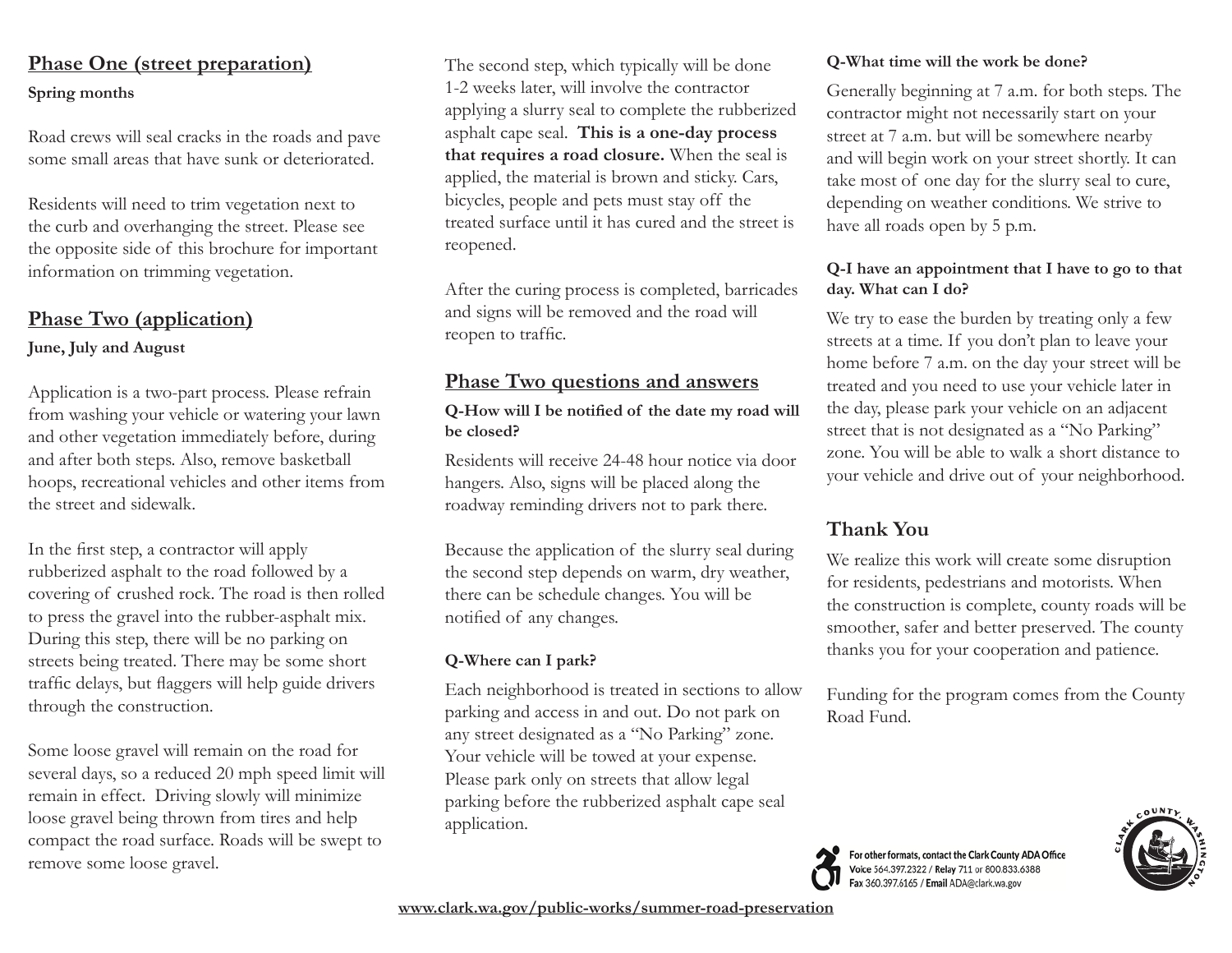## Phase One (street preparation)

**Spring months**

Road crews will seal cracks in the roads and pave some small areas that have sunk or deteriorated.

Residents will need to trim vegetation next to the curb and overhanging the street. Please see the opposite side of this brochure for important information on trimming vegetation.

## Phase Two (application)

**June, July and August**

Application is a two-part process. Please refrain from washing your vehicle or watering your lawn and other vegetation immediately before, during and after both steps. Also, remove basketball hoops, recreational vehicles and other items from the street and sidewalk.

In the first step, a contractor will apply rubberized asphalt to the road followed by a covering of crushed rock. The road is then rolled to press the gravel into the rubber-asphalt mix. During this step, there will be no parking on streets being treated. There may be some short traffic delays, but flaggers will help guide drivers through the construction.

Some loose gravel will remain on the road for several days, so a reduced 20 mph speed limit will remain in effect. Driving slowly will minimize loose gravel being thrown from tires and help compact the road surface. Roads will be swept to remove some loose gravel.

The second step, which typically will be done 1-2 weeks later, will involve the contractor applying a slurry seal to complete the rubberized asphalt cape seal. **This is a one-day process that requires a road closure.** When the seal is applied, the material is brown and sticky. Cars, bicycles, people and pets must stay off the treated surface until it has cured and the street is reopened.

After the curing process is completed, barricades and signs will be removed and the road will reopen to traffic.

## Phase Two questions and answers

**Q-How will I be notified of the date my road will be closed?**

Residents will receive 24-48 hour notice via door hangers. Also, signs will be placed along the roadway reminding drivers not to park there.

Because the application of the slurry seal during the second step depends on warm, dry weather, there can be schedule changes. You will be notified of any changes.

**Q-Where can I park?**

Each neighborhood is treated in sections to allow parking and access in and out. Do not park on any street designated as a "No Parking" zone. Your vehicle will be towed at your expense. Please park only on streets that allow legal parking before the rubberized asphalt cape seal application.

**Q-What time will the work be done?**

Generally beginning at 7 a.m. for both steps. The contractor might not necessarily start on your street at 7 a.m. but will be somewhere nearby and will begin work on your street shortly. It can take most of one day for the slurry seal to cure, depending on weather conditions. We strive to have all roads open by 5 p.m.

**Q-I have an appointment that I have to go to that day. What can I do?**

We try to ease the burden by treating only a few streets at a time. If you don't plan to leave your home before 7 a.m. on the day your street will be treated and you need to use your vehicle later in the day, please park your vehicle on an adjacent street that is not designated as a "No Parking" zone. You will be able to walk a short distance to your vehicle and drive out of your neighborhood.

## Thank You

We realize this work will create some disruption for residents, pedestrians and motorists. When the construction is complete, county roads will be smoother, safer and better preserved. The county thanks you for your cooperation and patience.

Funding for the program comes from the County Road Fund.

**For other formats, contact the Clark County ADA Office**
**Voice** 564.397.2322 / **Relay** 711 or 800.833.6388
**Fax** 360.397.6165 / **Email** ADA@clark.wa.gov

CLARK COUNTY, WASHINGTON

**www.clark.wa.gov/public-works/summer-road-preservation**